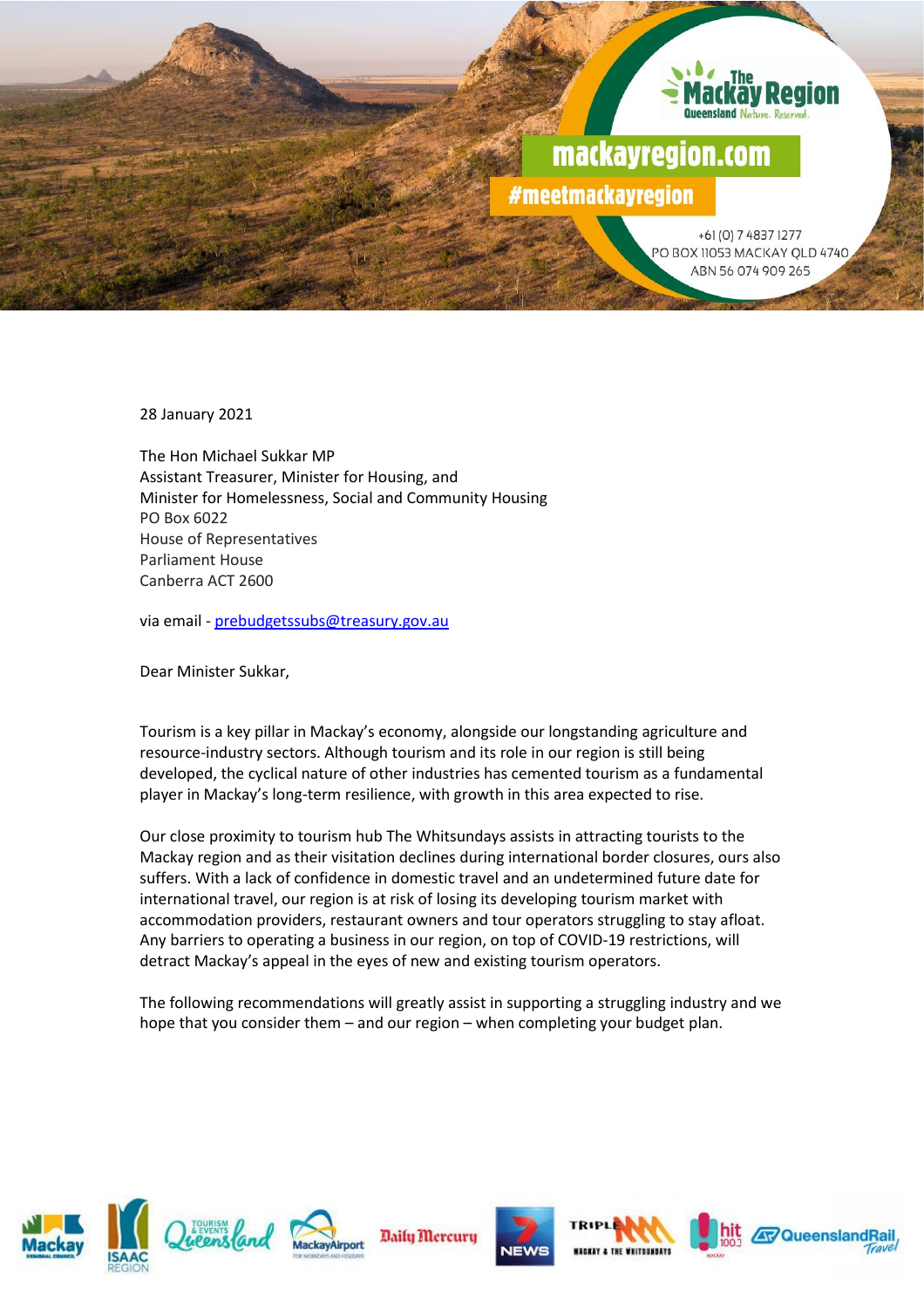The Mackay Region
Queensland Nature. Reserved.

mackayregion.com

#meetmackayregion

+61 (0) 7 4837 1277
PO BOX 11053 MACKAY QLD 4740
ABN 56 074 909 265

28 January 2021

The Hon Michael Sukkar MP
Assistant Treasurer, Minister for Housing, and
Minister for Homelessness, Social and Community Housing
PO Box 6022
House of Representatives
Parliament House
Canberra ACT 2600

via email - prebudgetssubs@treasury.gov.au

Dear Minister Sukkar,

Tourism is a key pillar in Mackay's economy, alongside our longstanding agriculture and resource-industry sectors. Although tourism and its role in our region is still being developed, the cyclical nature of other industries has cemented tourism as a fundamental player in Mackay's long-term resilience, with growth in this area expected to rise.

Our close proximity to tourism hub The Whitsundays assists in attracting tourists to the Mackay region and as their visitation declines during international border closures, ours also suffers. With a lack of confidence in domestic travel and an undetermined future date for international travel, our region is at risk of losing its developing tourism market with accommodation providers, restaurant owners and tour operators struggling to stay afloat. Any barriers to operating a business in our region, on top of COVID-19 restrictions, will detract Mackay's appeal in the eyes of new and existing tourism operators.

The following recommendations will greatly assist in supporting a struggling industry and we hope that you consider them – and our region – when completing your budget plan.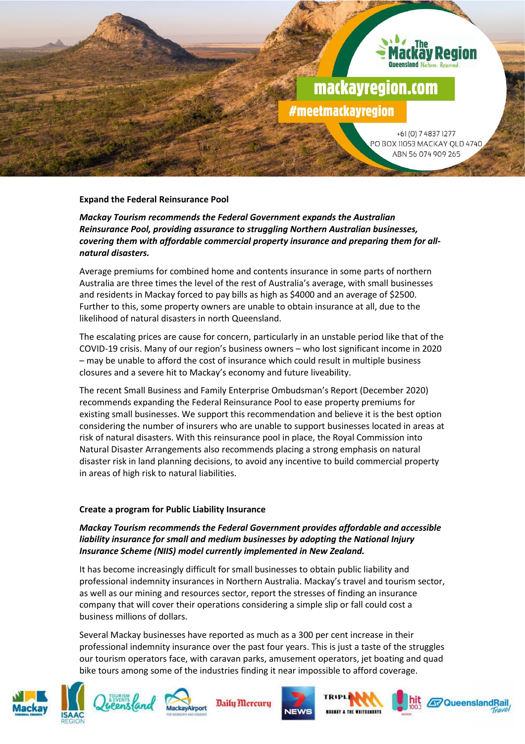**Expand the Federal Reinsurance Pool**

***Mackay Tourism recommends the Federal Government expands the Australian Reinsurance Pool, providing assurance to struggling Northern Australian businesses, covering them with affordable commercial property insurance and preparing them for all-natural disasters.***

Average premiums for combined home and contents insurance in some parts of northern Australia are three times the level of the rest of Australia's average, with small businesses and residents in Mackay forced to pay bills as high as $4000 and an average of $2500. Further to this, some property owners are unable to obtain insurance at all, due to the likelihood of natural disasters in north Queensland.

The escalating prices are cause for concern, particularly in an unstable period like that of the COVID-19 crisis. Many of our region's business owners – who lost significant income in 2020 – may be unable to afford the cost of insurance which could result in multiple business closures and a severe hit to Mackay's economy and future liveability.

The recent Small Business and Family Enterprise Ombudsman's Report (December 2020) recommends expanding the Federal Reinsurance Pool to ease property premiums for existing small businesses. We support this recommendation and believe it is the best option considering the number of insurers who are unable to support businesses located in areas at risk of natural disasters. With this reinsurance pool in place, the Royal Commission into Natural Disaster Arrangements also recommends placing a strong emphasis on natural disaster risk in land planning decisions, to avoid any incentive to build commercial property in areas of high risk to natural liabilities.

**Create a program for Public Liability Insurance**

***Mackay Tourism recommends the Federal Government provides affordable and accessible liability insurance for small and medium businesses by adopting the National Injury Insurance Scheme (NIIS) model currently implemented in New Zealand.***

It has become increasingly difficult for small businesses to obtain public liability and professional indemnity insurances in Northern Australia. Mackay's travel and tourism sector, as well as our mining and resources sector, report the stresses of finding an insurance company that will cover their operations considering a simple slip or fall could cost a business millions of dollars.

Several Mackay businesses have reported as much as a 300 per cent increase in their professional indemnity insurance over the past four years. This is just a taste of the struggles our tourism operators face, with caravan parks, amusement operators, jet boating and quad bike tours among some of the industries finding it near impossible to afford coverage.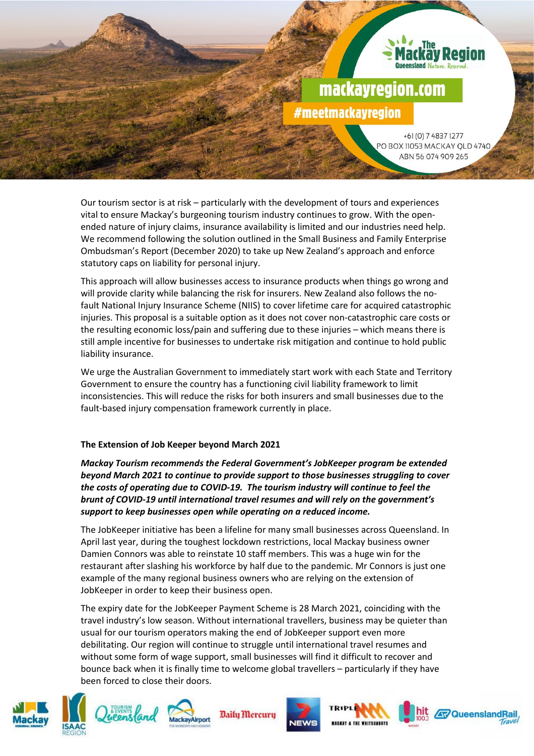Our tourism sector is at risk – particularly with the development of tours and experiences vital to ensure Mackay's burgeoning tourism industry continues to grow. With the open-ended nature of injury claims, insurance availability is limited and our industries need help. We recommend following the solution outlined in the Small Business and Family Enterprise Ombudsman's Report (December 2020) to take up New Zealand's approach and enforce statutory caps on liability for personal injury.

This approach will allow businesses access to insurance products when things go wrong and will provide clarity while balancing the risk for insurers. New Zealand also follows the no-fault National Injury Insurance Scheme (NIIS) to cover lifetime care for acquired catastrophic injuries. This proposal is a suitable option as it does not cover non-catastrophic care costs or the resulting economic loss/pain and suffering due to these injuries – which means there is still ample incentive for businesses to undertake risk mitigation and continue to hold public liability insurance.

We urge the Australian Government to immediately start work with each State and Territory Government to ensure the country has a functioning civil liability framework to limit inconsistencies. This will reduce the risks for both insurers and small businesses due to the fault-based injury compensation framework currently in place.

**The Extension of Job Keeper beyond March 2021**

***Mackay Tourism recommends the Federal Government's JobKeeper program be extended beyond March 2021 to continue to provide support to those businesses struggling to cover the costs of operating due to COVID-19. The tourism industry will continue to feel the brunt of COVID-19 until international travel resumes and will rely on the government's support to keep businesses open while operating on a reduced income.***

The JobKeeper initiative has been a lifeline for many small businesses across Queensland. In April last year, during the toughest lockdown restrictions, local Mackay business owner Damien Connors was able to reinstate 10 staff members. This was a huge win for the restaurant after slashing his workforce by half due to the pandemic. Mr Connors is just one example of the many regional business owners who are relying on the extension of JobKeeper in order to keep their business open.

The expiry date for the JobKeeper Payment Scheme is 28 March 2021, coinciding with the travel industry's low season. Without international travellers, business may be quieter than usual for our tourism operators making the end of JobKeeper support even more debilitating. Our region will continue to struggle until international travel resumes and without some form of wage support, small businesses will find it difficult to recover and bounce back when it is finally time to welcome global travellers – particularly if they have been forced to close their doors.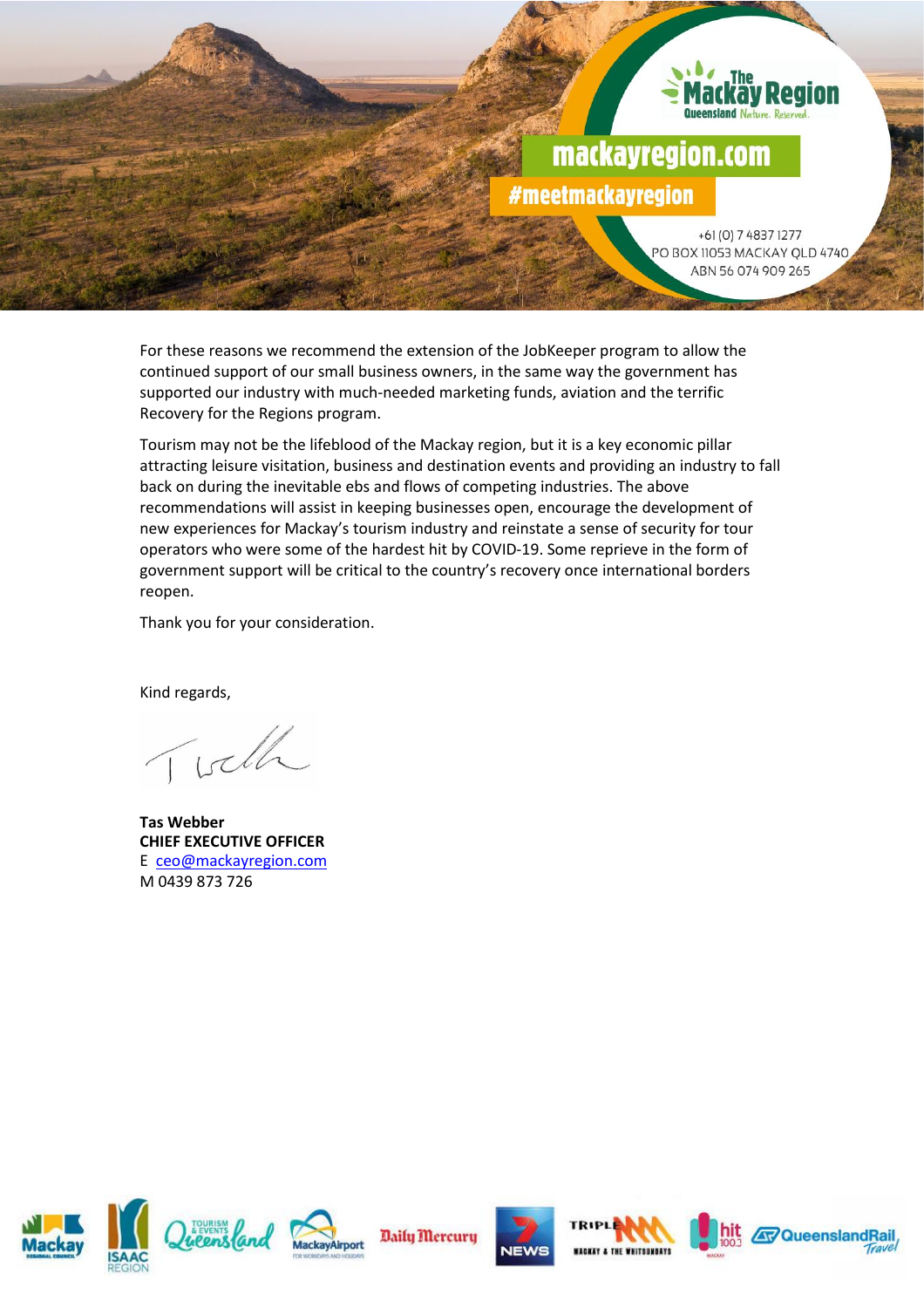For these reasons we recommend the extension of the JobKeeper program to allow the continued support of our small business owners, in the same way the government has supported our industry with much-needed marketing funds, aviation and the terrific Recovery for the Regions program.

Tourism may not be the lifeblood of the Mackay region, but it is a key economic pillar attracting leisure visitation, business and destination events and providing an industry to fall back on during the inevitable ebs and flows of competing industries. The above recommendations will assist in keeping businesses open, encourage the development of new experiences for Mackay's tourism industry and reinstate a sense of security for tour operators who were some of the hardest hit by COVID-19. Some reprieve in the form of government support will be critical to the country's recovery once international borders reopen.

Thank you for your consideration.

Kind regards,

**Tas Webber**
**CHIEF EXECUTIVE OFFICER**
E ceo@mackayregion.com
M 0439 873 726